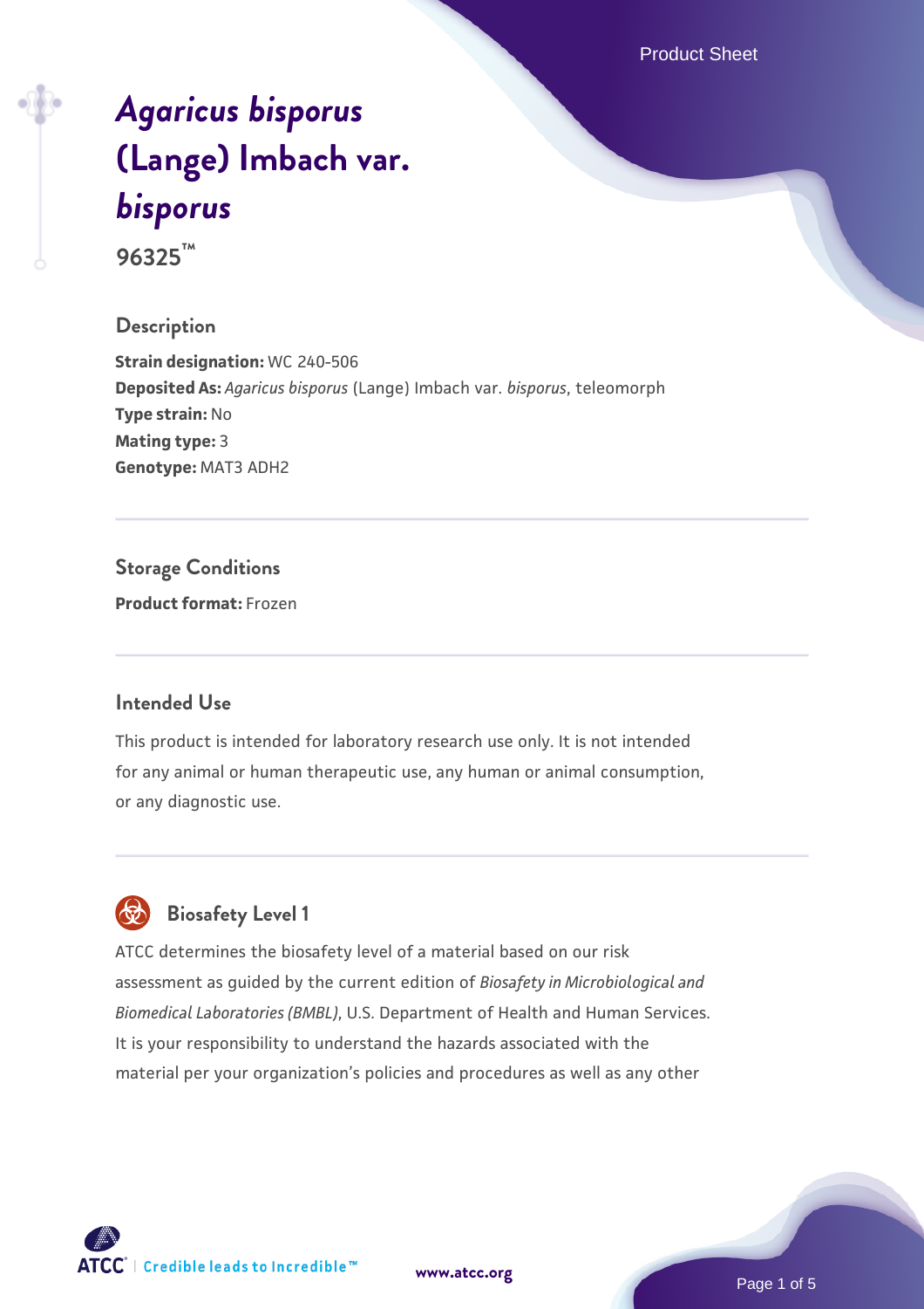# *Agaricus bisporus* (Lange) Imbach var. *bisporus*

**96325™**

## Description

**Strain designation:** WC 240-506
**Deposited As:** *Agaricus bisporus* (Lange) Imbach var. *bisporus*, teleomorph
**Type strain:** No
**Mating type:** 3
**Genotype:** MAT3 ADH2

## Storage Conditions

**Product format:** Frozen

## Intended Use

This product is intended for laboratory research use only. It is not intended for any animal or human therapeutic use, any human or animal consumption, or any diagnostic use.

## Biosafety Level 1

ATCC determines the biosafety level of a material based on our risk assessment as guided by the current edition of *Biosafety in Microbiological and Biomedical Laboratories (BMBL)*, U.S. Department of Health and Human Services. It is your responsibility to understand the hazards associated with the material per your organization's policies and procedures as well as any other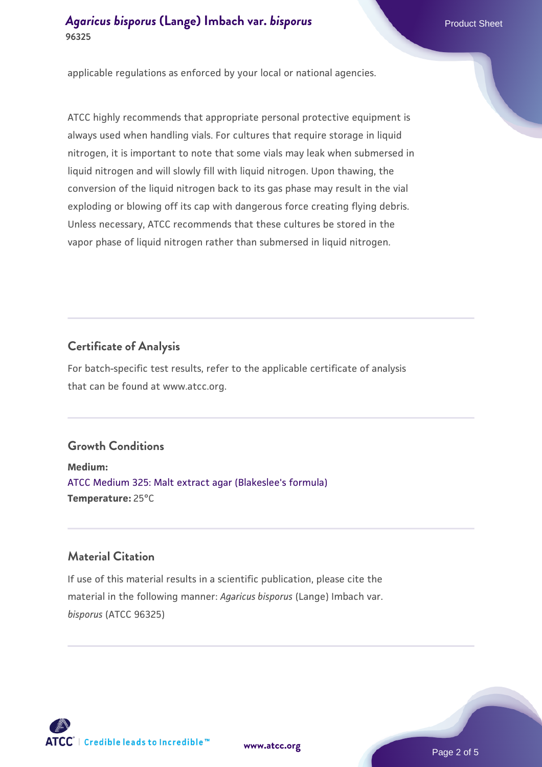applicable regulations as enforced by your local or national agencies.

ATCC highly recommends that appropriate personal protective equipment is always used when handling vials. For cultures that require storage in liquid nitrogen, it is important to note that some vials may leak when submersed in liquid nitrogen and will slowly fill with liquid nitrogen. Upon thawing, the conversion of the liquid nitrogen back to its gas phase may result in the vial exploding or blowing off its cap with dangerous force creating flying debris. Unless necessary, ATCC recommends that these cultures be stored in the vapor phase of liquid nitrogen rather than submersed in liquid nitrogen.

## Certificate of Analysis

For batch-specific test results, refer to the applicable certificate of analysis that can be found at www.atcc.org.

## Growth Conditions

**Medium:**
ATCC Medium 325: Malt extract agar (Blakeslee's formula)
**Temperature:** 25°C

## Material Citation

If use of this material results in a scientific publication, please cite the material in the following manner: *Agaricus bisporus* (Lange) Imbach var. *bisporus* (ATCC 96325)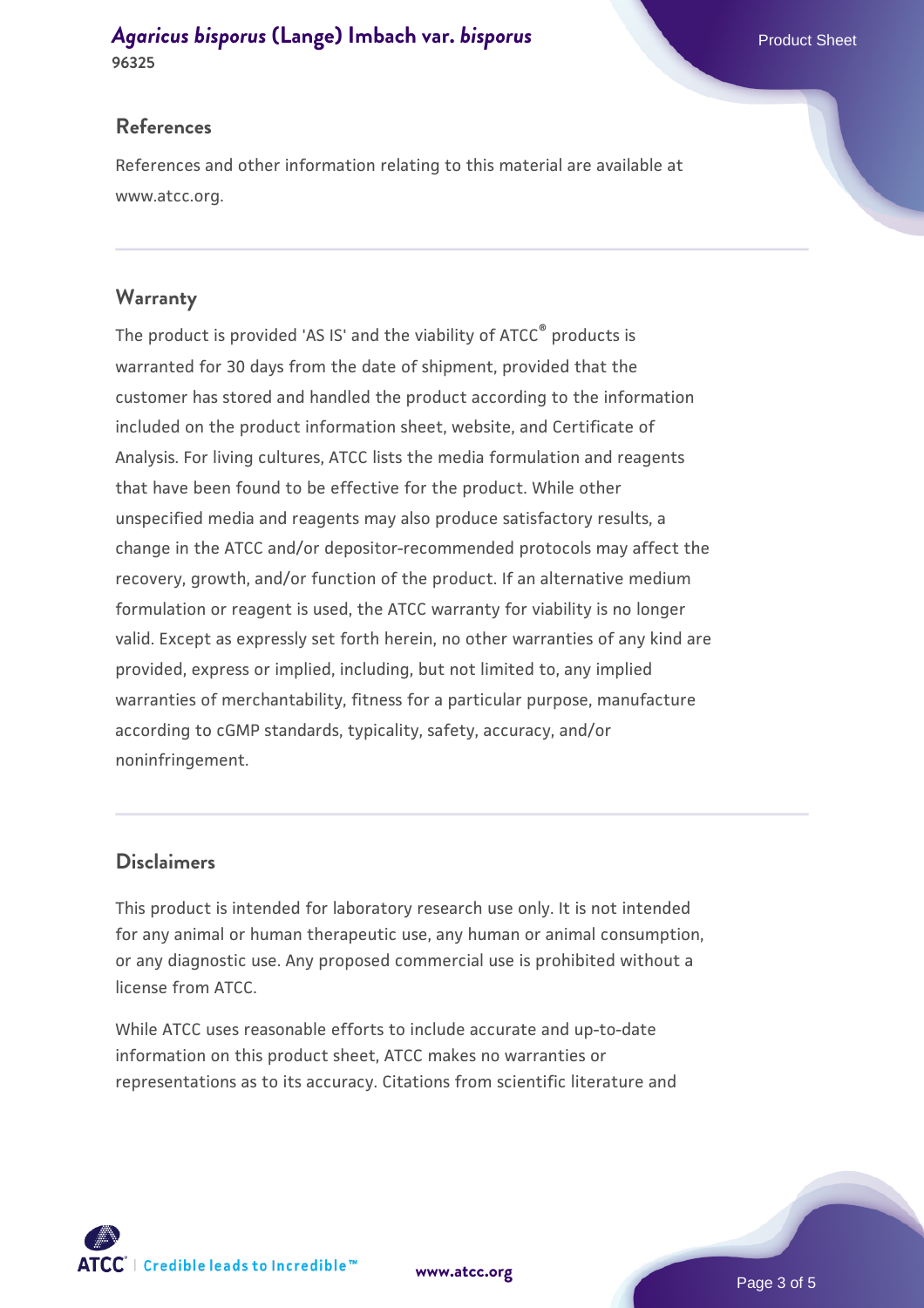## References

References and other information relating to this material are available at www.atcc.org.

## Warranty

The product is provided 'AS IS' and the viability of ATCC® products is warranted for 30 days from the date of shipment, provided that the customer has stored and handled the product according to the information included on the product information sheet, website, and Certificate of Analysis. For living cultures, ATCC lists the media formulation and reagents that have been found to be effective for the product. While other unspecified media and reagents may also produce satisfactory results, a change in the ATCC and/or depositor-recommended protocols may affect the recovery, growth, and/or function of the product. If an alternative medium formulation or reagent is used, the ATCC warranty for viability is no longer valid. Except as expressly set forth herein, no other warranties of any kind are provided, express or implied, including, but not limited to, any implied warranties of merchantability, fitness for a particular purpose, manufacture according to cGMP standards, typicality, safety, accuracy, and/or noninfringement.

## Disclaimers

This product is intended for laboratory research use only. It is not intended for any animal or human therapeutic use, any human or animal consumption, or any diagnostic use. Any proposed commercial use is prohibited without a license from ATCC.

While ATCC uses reasonable efforts to include accurate and up-to-date information on this product sheet, ATCC makes no warranties or representations as to its accuracy. Citations from scientific literature and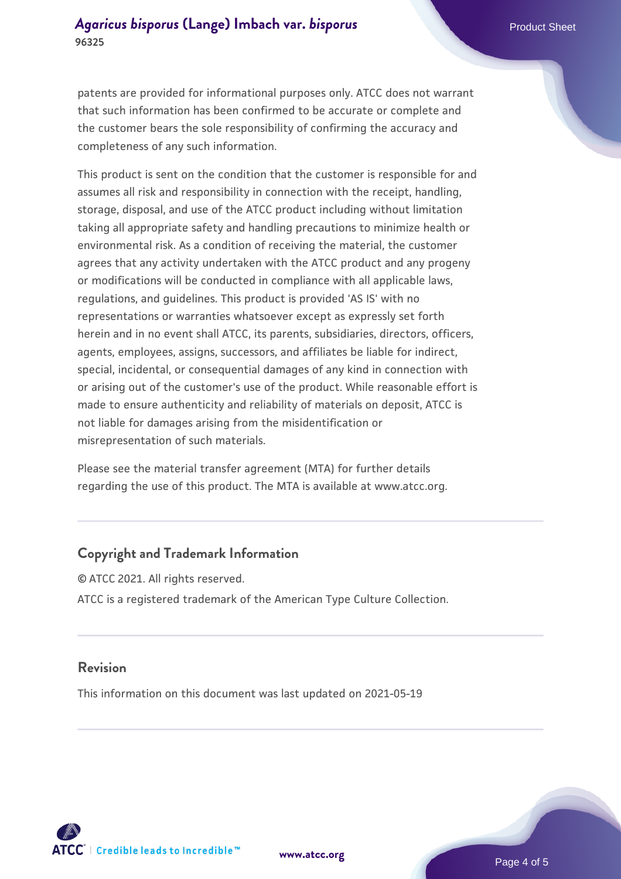patents are provided for informational purposes only. ATCC does not warrant that such information has been confirmed to be accurate or complete and the customer bears the sole responsibility of confirming the accuracy and completeness of any such information.

This product is sent on the condition that the customer is responsible for and assumes all risk and responsibility in connection with the receipt, handling, storage, disposal, and use of the ATCC product including without limitation taking all appropriate safety and handling precautions to minimize health or environmental risk. As a condition of receiving the material, the customer agrees that any activity undertaken with the ATCC product and any progeny or modifications will be conducted in compliance with all applicable laws, regulations, and guidelines. This product is provided 'AS IS' with no representations or warranties whatsoever except as expressly set forth herein and in no event shall ATCC, its parents, subsidiaries, directors, officers, agents, employees, assigns, successors, and affiliates be liable for indirect, special, incidental, or consequential damages of any kind in connection with or arising out of the customer's use of the product. While reasonable effort is made to ensure authenticity and reliability of materials on deposit, ATCC is not liable for damages arising from the misidentification or misrepresentation of such materials.

Please see the material transfer agreement (MTA) for further details regarding the use of this product. The MTA is available at www.atcc.org.

## Copyright and Trademark Information

© ATCC 2021. All rights reserved.

ATCC is a registered trademark of the American Type Culture Collection.

## Revision

This information on this document was last updated on 2021-05-19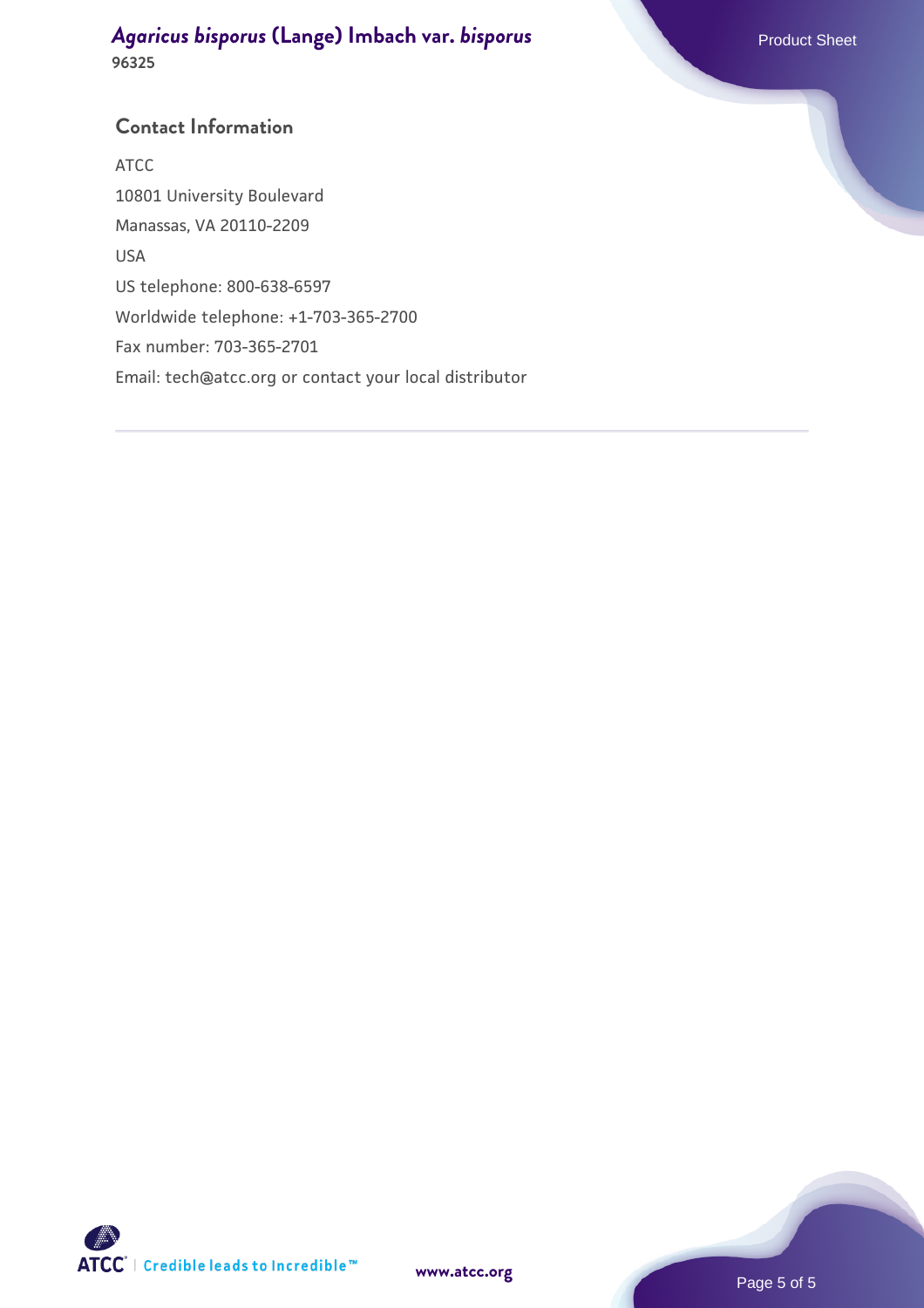## Contact Information

ATCC
10801 University Boulevard
Manassas, VA 20110-2209
USA
US telephone: 800-638-6597
Worldwide telephone: +1-703-365-2700
Fax number: 703-365-2701
Email: tech@atcc.org or contact your local distributor